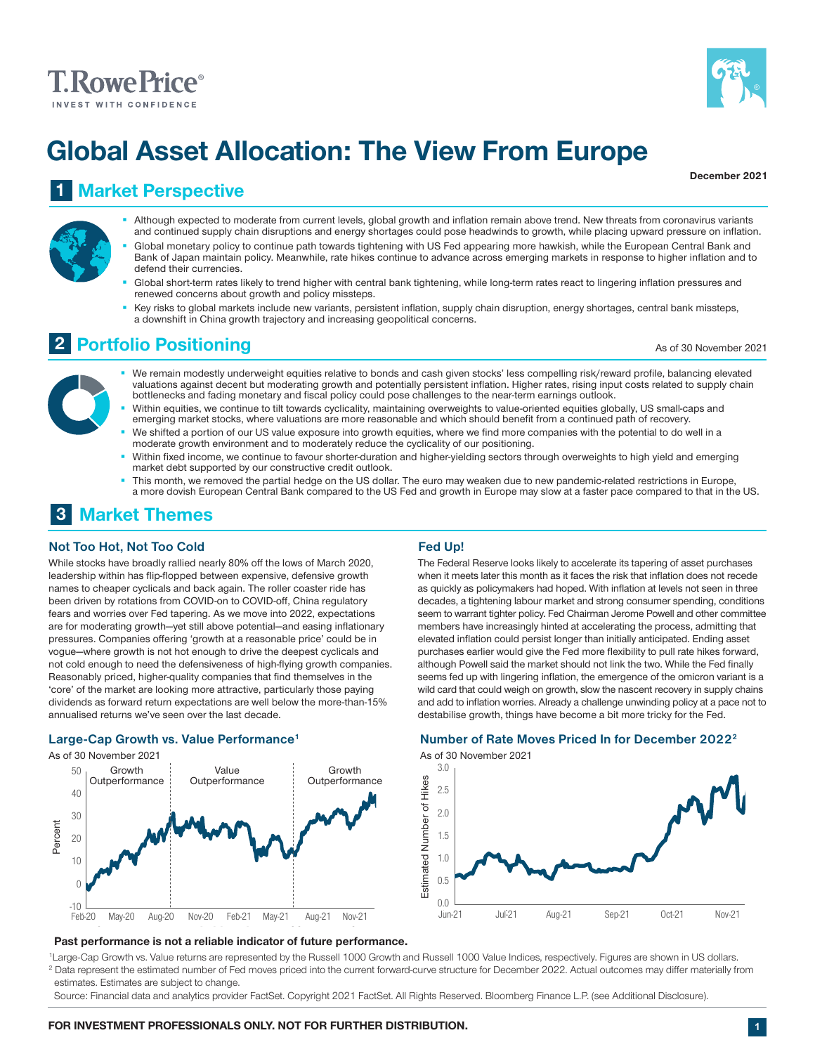T.RowePrice®
INVEST WITH CONFIDENCE

# Global Asset Allocation: The View From Europe

December 2021

## 1 Market Perspective

- Although expected to moderate from current levels, global growth and inflation remain above trend. New threats from coronavirus variants and continued supply chain disruptions and energy shortages could pose headwinds to growth, while placing upward pressure on inflation.
- Global monetary policy to continue path towards tightening with US Fed appearing more hawkish, while the European Central Bank and Bank of Japan maintain policy. Meanwhile, rate hikes continue to advance across emerging markets in response to higher inflation and to defend their currencies.
- Global short-term rates likely to trend higher with central bank tightening, while long-term rates react to lingering inflation pressures and renewed concerns about growth and policy missteps.
- Key risks to global markets include new variants, persistent inflation, supply chain disruption, energy shortages, central bank missteps, a downshift in China growth trajectory and increasing geopolitical concerns.

## 2 Portfolio Positioning

As of 30 November 2021

- We remain modestly underweight equities relative to bonds and cash given stocks' less compelling risk/reward profile, balancing elevated valuations against decent but moderating growth and potentially persistent inflation. Higher rates, rising input costs related to supply chain bottlenecks and fading monetary and fiscal policy could pose challenges to the near-term earnings outlook.
- Within equities, we continue to tilt towards cyclicality, maintaining overweights to value-oriented equities globally, US small-caps and emerging market stocks, where valuations are more reasonable and which should benefit from a continued path of recovery.
- We shifted a portion of our US value exposure into growth equities, where we find more companies with the potential to do well in a moderate growth environment and to moderately reduce the cyclicality of our positioning.
- Within fixed income, we continue to favour shorter-duration and higher-yielding sectors through overweights to high yield and emerging market debt supported by our constructive credit outlook.
- This month, we removed the partial hedge on the US dollar. The euro may weaken due to new pandemic-related restrictions in Europe, a more dovish European Central Bank compared to the US Fed and growth in Europe may slow at a faster pace compared to that in the US.

## 3 Market Themes

### Not Too Hot, Not Too Cold

While stocks have broadly rallied nearly 80% off the lows of March 2020, leadership within has flip-flopped between expensive, defensive growth names to cheaper cyclicals and back again. The roller coaster ride has been driven by rotations from COVID-on to COVID-off, China regulatory fears and worries over Fed tapering. As we move into 2022, expectations are for moderating growth—yet still above potential—and easing inflationary pressures. Companies offering 'growth at a reasonable price' could be in vogue—where growth is not hot enough to drive the deepest cyclicals and not cold enough to need the defensiveness of high-flying growth companies. Reasonably priced, higher-quality companies that find themselves in the 'core' of the market are looking more attractive, particularly those paying dividends as forward return expectations are well below the more-than-15% annualised returns we've seen over the last decade.

#### Large-Cap Growth vs. Value Performance[1]

As of 30 November 2021

Growth Outperformance
Value Outperformance
Growth Outperformance
Percent
50
40
30
20
10
0
-10
Feb-20
May-20
Aug-20
Nov-20
Feb-21
May-21
Aug-21
Nov-21

### Fed Up!

The Federal Reserve looks likely to accelerate its tapering of asset purchases when it meets later this month as it faces the risk that inflation does not recede as quickly as policymakers had hoped. With inflation at levels not seen in three decades, a tightening labour market and strong consumer spending, conditions seem to warrant tighter policy. Fed Chairman Jerome Powell and other committee members have increasingly hinted at accelerating the process, admitting that elevated inflation could persist longer than initially anticipated. Ending asset purchases earlier would give the Fed more flexibility to pull rate hikes forward, although Powell said the market should not link the two. While the Fed finally seems fed up with lingering inflation, the emergence of the omicron variant is a wild card that could weigh on growth, slow the nascent recovery in supply chains and add to inflation worries. Already a challenge unwinding policy at a pace not to destabilise growth, things have become a bit more tricky for the Fed.

#### Number of Rate Moves Priced In for December 2022[2]

As of 30 November 2021

Estimated Number of Hikes
3.0
2.5
2.0
1.5
1.0
0.5
0.0
Jun-21
Jul-21
Aug-21
Sep-21
Oct-21
Nov-21

**Past performance is not a reliable indicator of future performance.**

[1] Large-Cap Growth vs. Value returns are represented by the Russell 1000 Growth and Russell 1000 Value Indices, respectively. Figures are shown in US dollars.
[2] Data represent the estimated number of Fed moves priced into the current forward-curve structure for December 2022. Actual outcomes may differ materially from estimates. Estimates are subject to change.
Source: Financial data and analytics provider FactSet. Copyright 2021 FactSet. All Rights Reserved. Bloomberg Finance L.P. (see Additional Disclosure).

**FOR INVESTMENT PROFESSIONALS ONLY. NOT FOR FURTHER DISTRIBUTION.**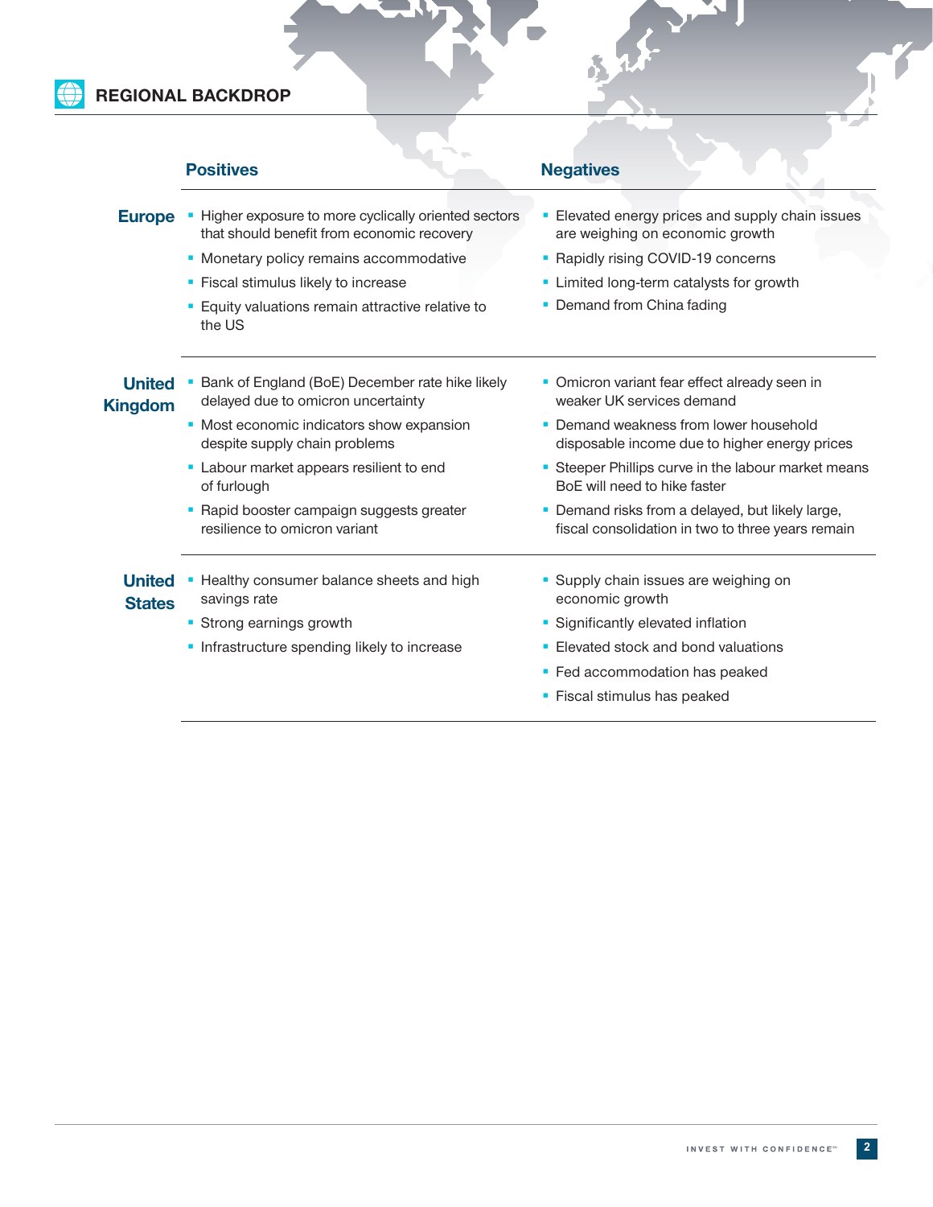## REGIONAL BACKDROP

| | Positives | Negatives |
|---|---|---|
| **Europe** | ▪ Higher exposure to more cyclically oriented sectors that should benefit from economic recovery<br>▪ Monetary policy remains accommodative<br>▪ Fiscal stimulus likely to increase<br>▪ Equity valuations remain attractive relative to the US | ▪ Elevated energy prices and supply chain issues are weighing on economic growth<br>▪ Rapidly rising COVID-19 concerns<br>▪ Limited long-term catalysts for growth<br>▪ Demand from China fading |
| **United Kingdom** | ▪ Bank of England (BoE) December rate hike likely delayed due to omicron uncertainty<br>▪ Most economic indicators show expansion despite supply chain problems<br>▪ Labour market appears resilient to end of furlough<br>▪ Rapid booster campaign suggests greater resilience to omicron variant | ▪ Omicron variant fear effect already seen in weaker UK services demand<br>▪ Demand weakness from lower household disposable income due to higher energy prices<br>▪ Steeper Phillips curve in the labour market means BoE will need to hike faster<br>▪ Demand risks from a delayed, but likely large, fiscal consolidation in two to three years remain |
| **United States** | ▪ Healthy consumer balance sheets and high savings rate<br>▪ Strong earnings growth<br>▪ Infrastructure spending likely to increase | ▪ Supply chain issues are weighing on economic growth<br>▪ Significantly elevated inflation<br>▪ Elevated stock and bond valuations<br>▪ Fed accommodation has peaked<br>▪ Fiscal stimulus has peaked |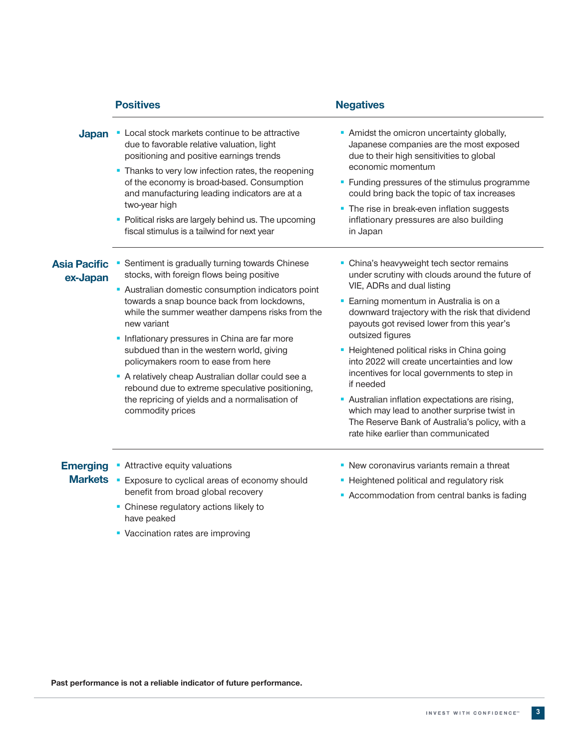| | Positives | Negatives |
|---|---|---|
| **Japan** | ▪ Local stock markets continue to be attractive due to favorable relative valuation, light positioning and positive earnings trends<br>▪ Thanks to very low infection rates, the reopening of the economy is broad-based. Consumption and manufacturing leading indicators are at a two-year high<br>▪ Political risks are largely behind us. The upcoming fiscal stimulus is a tailwind for next year | ▪ Amidst the omicron uncertainty globally, Japanese companies are the most exposed due to their high sensitivities to global economic momentum<br>▪ Funding pressures of the stimulus programme could bring back the topic of tax increases<br>▪ The rise in break-even inflation suggests inflationary pressures are also building in Japan |
| **Asia Pacific ex-Japan** | ▪ Sentiment is gradually turning towards Chinese stocks, with foreign flows being positive<br>▪ Australian domestic consumption indicators point towards a snap bounce back from lockdowns, while the summer weather dampens risks from the new variant<br>▪ Inflationary pressures in China are far more subdued than in the western world, giving policymakers room to ease from here<br>▪ A relatively cheap Australian dollar could see a rebound due to extreme speculative positioning, the repricing of yields and a normalisation of commodity prices | ▪ China's heavyweight tech sector remains under scrutiny with clouds around the future of VIE, ADRs and dual listing<br>▪ Earning momentum in Australia is on a downward trajectory with the risk that dividend payouts got revised lower from this year's outsized figures<br>▪ Heightened political risks in China going into 2022 will create uncertainties and low incentives for local governments to step in if needed<br>▪ Australian inflation expectations are rising, which may lead to another surprise twist in The Reserve Bank of Australia's policy, with a rate hike earlier than communicated |
| **Emerging Markets** | ▪ Attractive equity valuations<br>▪ Exposure to cyclical areas of economy should benefit from broad global recovery<br>▪ Chinese regulatory actions likely to have peaked<br>▪ Vaccination rates are improving | ▪ New coronavirus variants remain a threat<br>▪ Heightened political and regulatory risk<br>▪ Accommodation from central banks is fading |

**Past performance is not a reliable indicator of future performance.**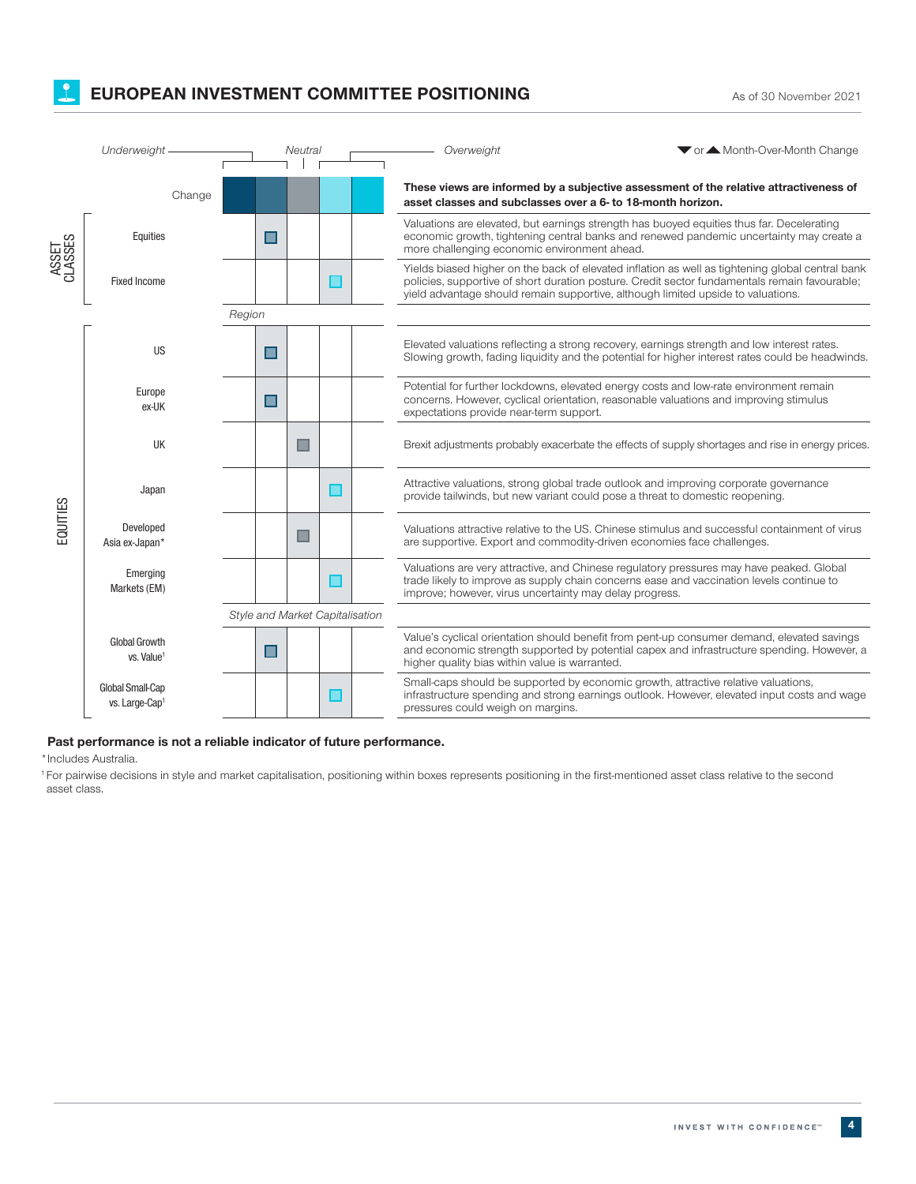## EUROPEAN INVESTMENT COMMITTEE POSITIONING

As of 30 November 2021

*Underweight* — *Neutral* — *Overweight*

▼ or ▲ Month-Over-Month Change

**These views are informed by a subjective assessment of the relative attractiveness of asset classes and subclasses over a 6- to 18-month horizon.**

| | | Underweight | Underweight | Neutral | Overweight | Overweight | Commentary |
|---|---|---|---|---|---|---|---|
| ASSET CLASSES | Equities | | ■ | | | | Valuations are elevated, but earnings strength has buoyed equities thus far. Decelerating economic growth, tightening central banks and renewed pandemic uncertainty may create a more challenging economic environment ahead. |
| | Fixed Income | | | | ■ | | Yields biased higher on the back of elevated inflation as well as tightening global central bank policies, supportive of short duration posture. Credit sector fundamentals remain favourable; yield advantage should remain supportive, although limited upside to valuations. |
| | *Region* | | | | | | |
| EQUITIES | US | | ■ | | | | Elevated valuations reflecting a strong recovery, earnings strength and low interest rates. Slowing growth, fading liquidity and the potential for higher interest rates could be headwinds. |
| | Europe ex-UK | | ■ | | | | Potential for further lockdowns, elevated energy costs and low-rate environment remain concerns. However, cyclical orientation, reasonable valuations and improving stimulus expectations provide near-term support. |
| | UK | | | ■ | | | Brexit adjustments probably exacerbate the effects of supply shortages and rise in energy prices. |
| | Japan | | | | ■ | | Attractive valuations, strong global trade outlook and improving corporate governance provide tailwinds, but new variant could pose a threat to domestic reopening. |
| | Developed Asia ex-Japan* | | | ■ | | | Valuations attractive relative to the US. Chinese stimulus and successful containment of virus are supportive. Export and commodity-driven economies face challenges. |
| | Emerging Markets (EM) | | | | ■ | | Valuations are very attractive, and Chinese regulatory pressures may have peaked. Global trade likely to improve as supply chain concerns ease and vaccination levels continue to improve; however, virus uncertainty may delay progress. |
| | *Style and Market Capitalisation* | | | | | | |
| | Global Growth vs. Value[1] | | ■ | | | | Value's cyclical orientation should benefit from pent-up consumer demand, elevated savings and economic strength supported by potential capex and infrastructure spending. However, a higher quality bias within value is warranted. |
| | Global Small-Cap vs. Large-Cap[1] | | | | ■ | | Small-caps should be supported by economic growth, attractive relative valuations, infrastructure spending and strong earnings outlook. However, elevated input costs and wage pressures could weigh on margins. |

**Past performance is not a reliable indicator of future performance.**

*Includes Australia.

[1] For pairwise decisions in style and market capitalisation, positioning within boxes represents positioning in the first-mentioned asset class relative to the second asset class.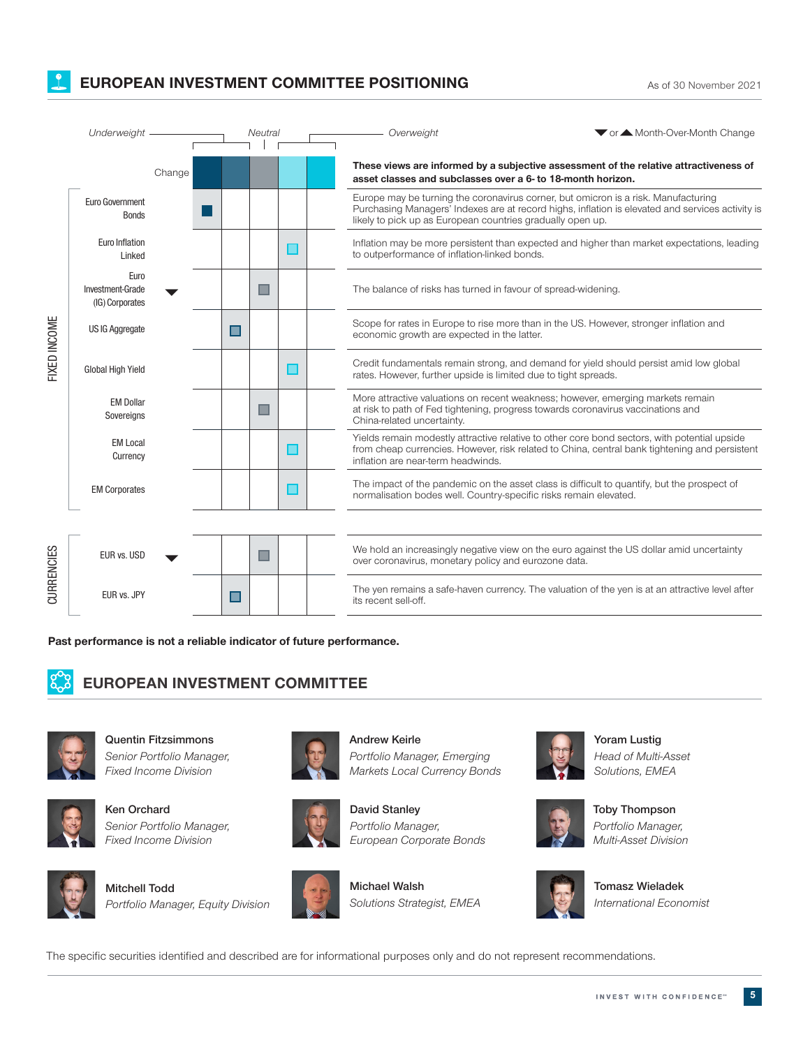## EUROPEAN INVESTMENT COMMITTEE POSITIONING

As of 30 November 2021

Underweight — Neutral — Overweight

▼ or ▲ Month-Over-Month Change

| | Asset Class | Change | Underweight | | Neutral | | Overweight | These views are informed by a subjective assessment of the relative attractiveness of asset classes and subclasses over a 6- to 18-month horizon. |
|---|---|---|---|---|---|---|---|---|
| FIXED INCOME | Euro Government Bonds | | ■ | | | | | Europe may be turning the coronavirus corner, but omicron is a risk. Manufacturing Purchasing Managers' Indexes are at record highs, inflation is elevated and services activity is likely to pick up as European countries gradually open up. |
| | Euro Inflation Linked | | | | | ■ | | Inflation may be more persistent than expected and higher than market expectations, leading to outperformance of inflation-linked bonds. |
| | Euro Investment-Grade (IG) Corporates | ▼ | | | ■ | | | The balance of risks has turned in favour of spread-widening. |
| | US IG Aggregate | | | ■ | | | | Scope for rates in Europe to rise more than in the US. However, stronger inflation and economic growth are expected in the latter. |
| | Global High Yield | | | | | ■ | | Credit fundamentals remain strong, and demand for yield should persist amid low global rates. However, further upside is limited due to tight spreads. |
| | EM Dollar Sovereigns | | | | ■ | | | More attractive valuations on recent weakness; however, emerging markets remain at risk to path of Fed tightening, progress towards coronavirus vaccinations and China-related uncertainty. |
| | EM Local Currency | | | | | ■ | | Yields remain modestly attractive relative to other core bond sectors, with potential upside from cheap currencies. However, risk related to China, central bank tightening and persistent inflation are near-term headwinds. |
| | EM Corporates | | | | | ■ | | The impact of the pandemic on the asset class is difficult to quantify, but the prospect of normalisation bodes well. Country-specific risks remain elevated. |
| CURRENCIES | EUR vs. USD | ▼ | | | ■ | | | We hold an increasingly negative view on the euro against the US dollar amid uncertainty over coronavirus, monetary policy and eurozone data. |
| | EUR vs. JPY | | | ■ | | | | The yen remains a safe-haven currency. The valuation of the yen is at an attractive level after its recent sell-off. |

**Past performance is not a reliable indicator of future performance.**

## EUROPEAN INVESTMENT COMMITTEE

**Quentin Fitzsimmons**
*Senior Portfolio Manager, Fixed Income Division*

**Andrew Keirle**
*Portfolio Manager, Emerging Markets Local Currency Bonds*

**Yoram Lustig**
*Head of Multi-Asset Solutions, EMEA*

**Ken Orchard**
*Senior Portfolio Manager, Fixed Income Division*

**David Stanley**
*Portfolio Manager, European Corporate Bonds*

**Toby Thompson**
*Portfolio Manager, Multi-Asset Division*

**Mitchell Todd**
*Portfolio Manager, Equity Division*

**Michael Walsh**
*Solutions Strategist, EMEA*

**Tomasz Wieladek**
*International Economist*

The specific securities identified and described are for informational purposes only and do not represent recommendations.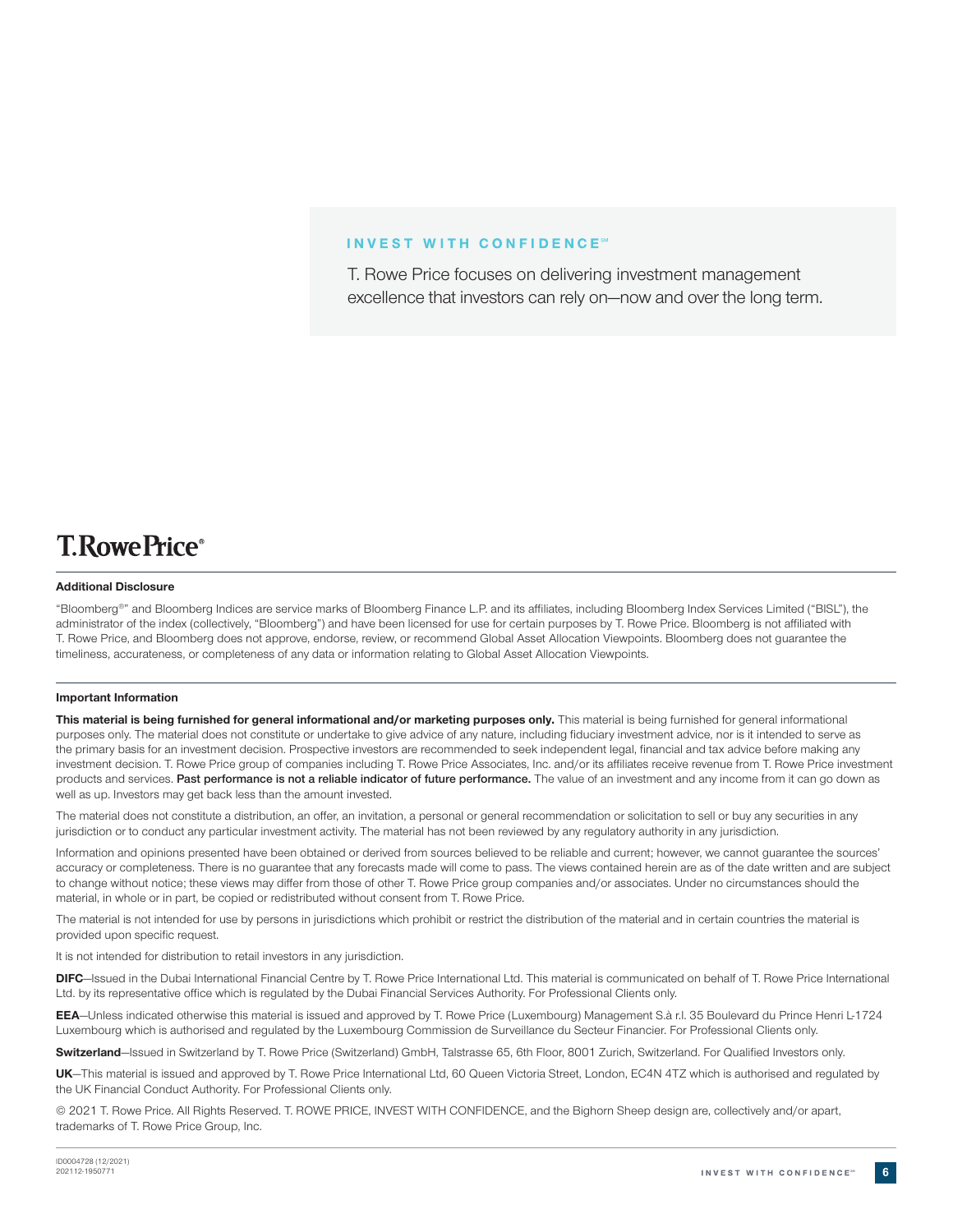**INVEST WITH CONFIDENCE℠**

T. Rowe Price focuses on delivering investment management excellence that investors can rely on—now and over the long term.

**T.RowePrice®**

### Additional Disclosure

"Bloomberg®" and Bloomberg Indices are service marks of Bloomberg Finance L.P. and its affiliates, including Bloomberg Index Services Limited ("BISL"), the administrator of the index (collectively, "Bloomberg") and have been licensed for use for certain purposes by T. Rowe Price. Bloomberg is not affiliated with T. Rowe Price, and Bloomberg does not approve, endorse, review, or recommend Global Asset Allocation Viewpoints. Bloomberg does not guarantee the timeliness, accurateness, or completeness of any data or information relating to Global Asset Allocation Viewpoints.

### Important Information

**This material is being furnished for general informational and/or marketing purposes only.** This material is being furnished for general informational purposes only. The material does not constitute or undertake to give advice of any nature, including fiduciary investment advice, nor is it intended to serve as the primary basis for an investment decision. Prospective investors are recommended to seek independent legal, financial and tax advice before making any investment decision. T. Rowe Price group of companies including T. Rowe Price Associates, Inc. and/or its affiliates receive revenue from T. Rowe Price investment products and services. **Past performance is not a reliable indicator of future performance.** The value of an investment and any income from it can go down as well as up. Investors may get back less than the amount invested.

The material does not constitute a distribution, an offer, an invitation, a personal or general recommendation or solicitation to sell or buy any securities in any jurisdiction or to conduct any particular investment activity. The material has not been reviewed by any regulatory authority in any jurisdiction.

Information and opinions presented have been obtained or derived from sources believed to be reliable and current; however, we cannot guarantee the sources' accuracy or completeness. There is no guarantee that any forecasts made will come to pass. The views contained herein are as of the date written and are subject to change without notice; these views may differ from those of other T. Rowe Price group companies and/or associates. Under no circumstances should the material, in whole or in part, be copied or redistributed without consent from T. Rowe Price.

The material is not intended for use by persons in jurisdictions which prohibit or restrict the distribution of the material and in certain countries the material is provided upon specific request.

It is not intended for distribution to retail investors in any jurisdiction.

**DIFC**—Issued in the Dubai International Financial Centre by T. Rowe Price International Ltd. This material is communicated on behalf of T. Rowe Price International Ltd. by its representative office which is regulated by the Dubai Financial Services Authority. For Professional Clients only.

**EEA**—Unless indicated otherwise this material is issued and approved by T. Rowe Price (Luxembourg) Management S.à r.l. 35 Boulevard du Prince Henri L-1724 Luxembourg which is authorised and regulated by the Luxembourg Commission de Surveillance du Secteur Financier. For Professional Clients only.

**Switzerland**—Issued in Switzerland by T. Rowe Price (Switzerland) GmbH, Talstrasse 65, 6th Floor, 8001 Zurich, Switzerland. For Qualified Investors only.

**UK**—This material is issued and approved by T. Rowe Price International Ltd, 60 Queen Victoria Street, London, EC4N 4TZ which is authorised and regulated by the UK Financial Conduct Authority. For Professional Clients only.

© 2021 T. Rowe Price. All Rights Reserved. T. ROWE PRICE, INVEST WITH CONFIDENCE, and the Bighorn Sheep design are, collectively and/or apart, trademarks of T. Rowe Price Group, Inc.

ID0004728 (12/2021)
202112-1950771